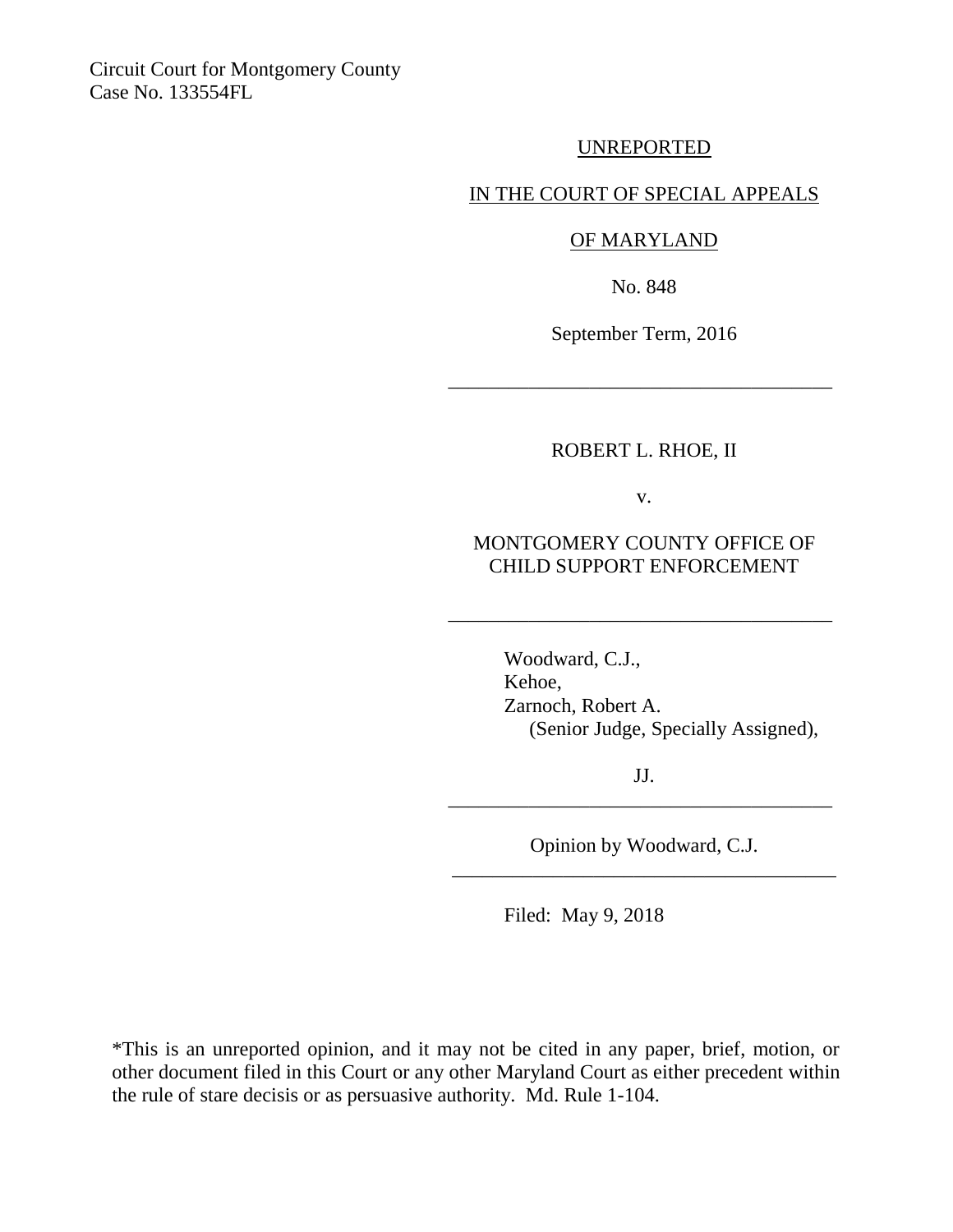Circuit Court for Montgomery County
Case No. 133554FL

UNREPORTED

IN THE COURT OF SPECIAL APPEALS

OF MARYLAND

No. 848

September Term, 2016

---

ROBERT L. RHOE, II

v.

MONTGOMERY COUNTY OFFICE OF CHILD SUPPORT ENFORCEMENT

---

Woodward, C.J.,
Kehoe,
Zarnoch, Robert A.
(Senior Judge, Specially Assigned),

JJ.

---

Opinion by Woodward, C.J.

---

Filed: May 9, 2018

*This is an unreported opinion, and it may not be cited in any paper, brief, motion, or other document filed in this Court or any other Maryland Court as either precedent within the rule of stare decisis or as persuasive authority. Md. Rule 1-104.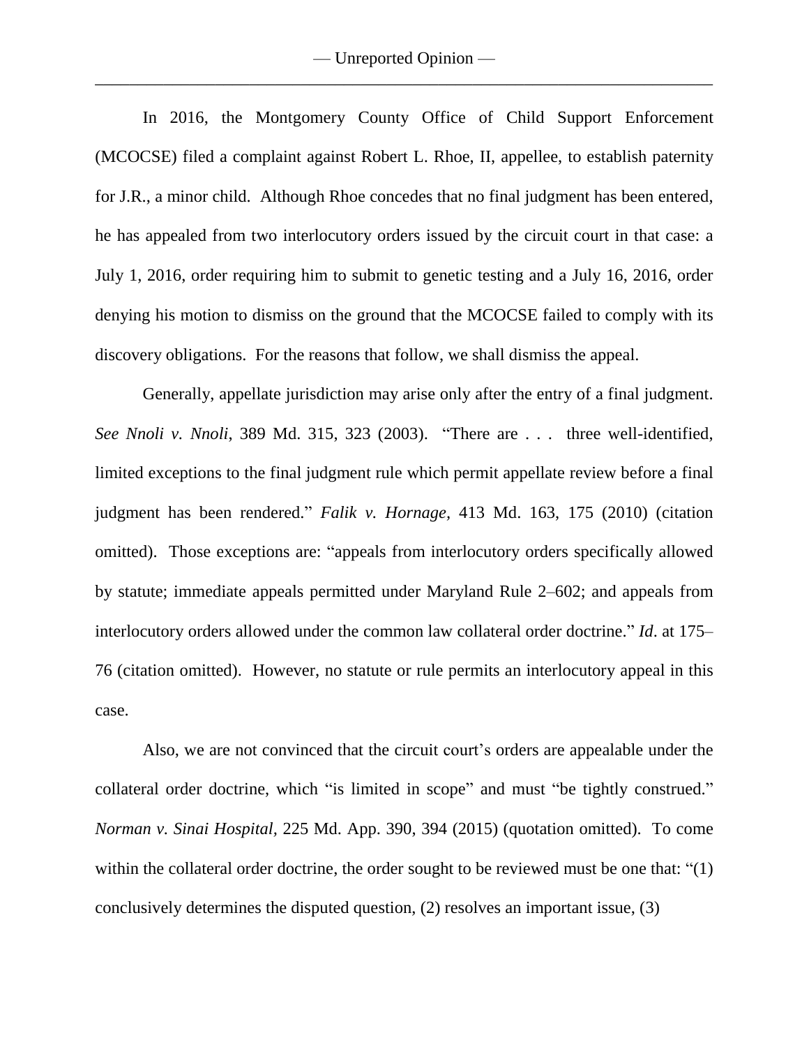In 2016, the Montgomery County Office of Child Support Enforcement (MCOCSE) filed a complaint against Robert L. Rhoe, II, appellee, to establish paternity for J.R., a minor child. Although Rhoe concedes that no final judgment has been entered, he has appealed from two interlocutory orders issued by the circuit court in that case: a July 1, 2016, order requiring him to submit to genetic testing and a July 16, 2016, order denying his motion to dismiss on the ground that the MCOCSE failed to comply with its discovery obligations. For the reasons that follow, we shall dismiss the appeal.

Generally, appellate jurisdiction may arise only after the entry of a final judgment. *See Nnoli v. Nnoli*, 389 Md. 315, 323 (2003). "There are . . . three well-identified, limited exceptions to the final judgment rule which permit appellate review before a final judgment has been rendered." *Falik v. Hornage*, 413 Md. 163, 175 (2010) (citation omitted). Those exceptions are: "appeals from interlocutory orders specifically allowed by statute; immediate appeals permitted under Maryland Rule 2–602; and appeals from interlocutory orders allowed under the common law collateral order doctrine." *Id*. at 175–76 (citation omitted). However, no statute or rule permits an interlocutory appeal in this case.

Also, we are not convinced that the circuit court's orders are appealable under the collateral order doctrine, which "is limited in scope" and must "be tightly construed." *Norman v. Sinai Hospital*, 225 Md. App. 390, 394 (2015) (quotation omitted). To come within the collateral order doctrine, the order sought to be reviewed must be one that: "(1) conclusively determines the disputed question, (2) resolves an important issue, (3)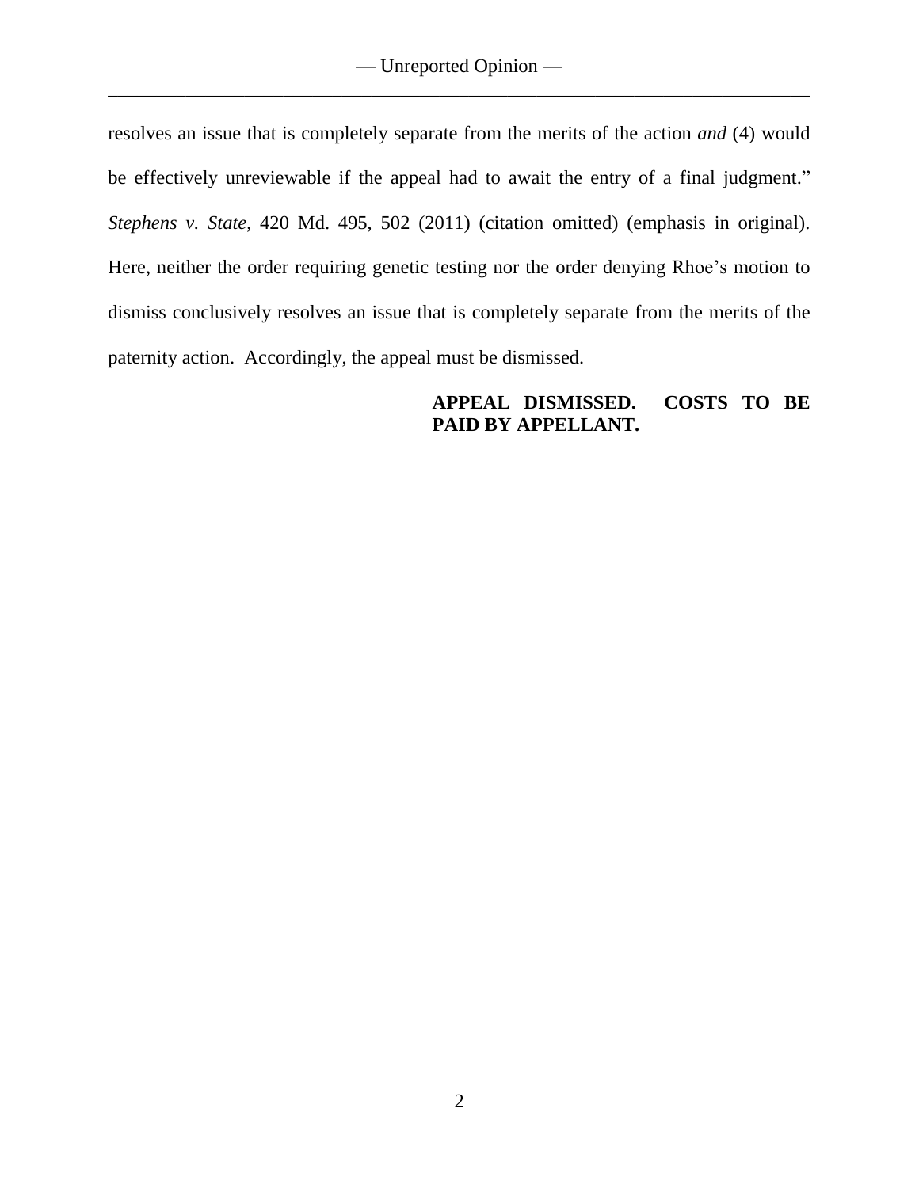resolves an issue that is completely separate from the merits of the action *and* (4) would be effectively unreviewable if the appeal had to await the entry of a final judgment." *Stephens v. State*, 420 Md. 495, 502 (2011) (citation omitted) (emphasis in original). Here, neither the order requiring genetic testing nor the order denying Rhoe's motion to dismiss conclusively resolves an issue that is completely separate from the merits of the paternity action. Accordingly, the appeal must be dismissed.

**APPEAL DISMISSED. COSTS TO BE PAID BY APPELLANT.**